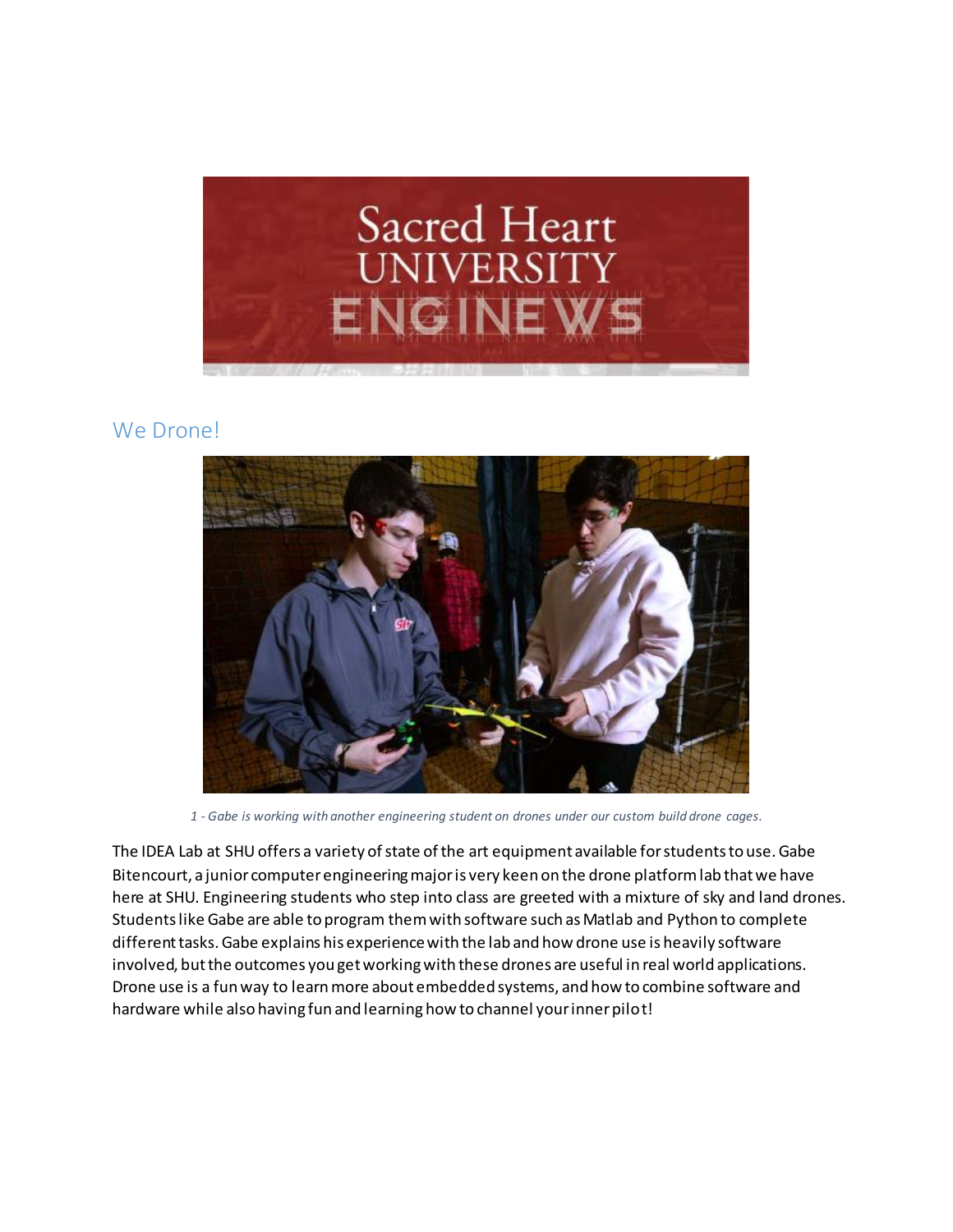## We Drone!

*1 - Gabe is working with another engineering student on drones under our custom build drone cages.*

The IDEA Lab at SHU offers a variety of state of the art equipment available for students to use. Gabe Bitencourt, a junior computer engineering major is very keen on the drone platform lab that we have here at SHU. Engineering students who step into class are greeted with a mixture of sky and land drones. Students like Gabe are able to program them with software such as Matlab and Python to complete different tasks. Gabe explains his experience with the lab and how drone use is heavily software involved, but the outcomes you get working with these drones are useful in real world applications. Drone use is a fun way to learn more about embedded systems, and how to combine software and hardware while also having fun and learning how to channel your inner pilot!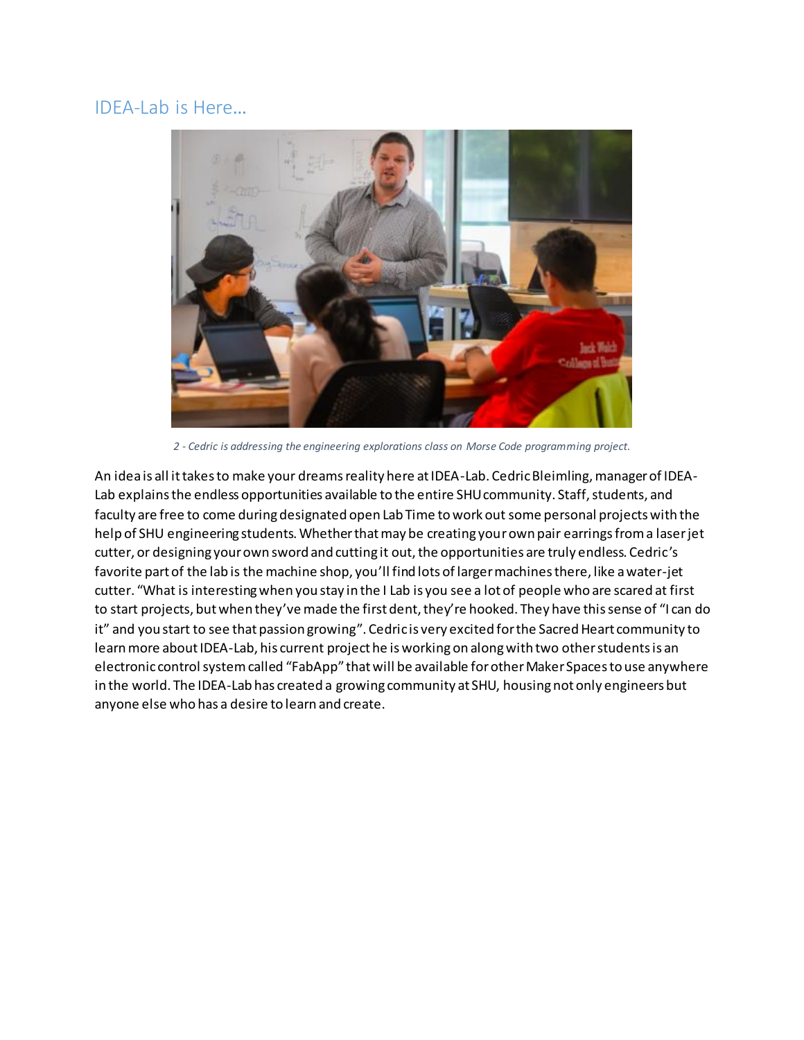## IDEA-Lab is Here…

*2 - Cedric is addressing the engineering explorations class on Morse Code programming project.*

An idea is all it takes to make your dreams reality here at IDEA-Lab. Cedric Bleimling, manager of IDEA-Lab explains the endless opportunities available to the entire SHU community. Staff, students, and faculty are free to come during designated open Lab Time to work out some personal projects with the help of SHU engineering students. Whether that may be creating your own pair earrings from a laser jet cutter, or designing your own sword and cutting it out, the opportunities are truly endless. Cedric's favorite part of the lab is the machine shop, you'll find lots of larger machines there, like a water-jet cutter. "What is interesting when you stay in the I Lab is you see a lot of people who are scared at first to start projects, but when they've made the first dent, they're hooked. They have this sense of "I can do it" and you start to see that passion growing". Cedric is very excited for the Sacred Heart community to learn more about IDEA-Lab, his current project he is working on along with two other students is an electronic control system called "FabApp" that will be available for other Maker Spaces to use anywhere in the world. The IDEA-Lab has created a growing community at SHU, housing not only engineers but anyone else who has a desire to learn and create.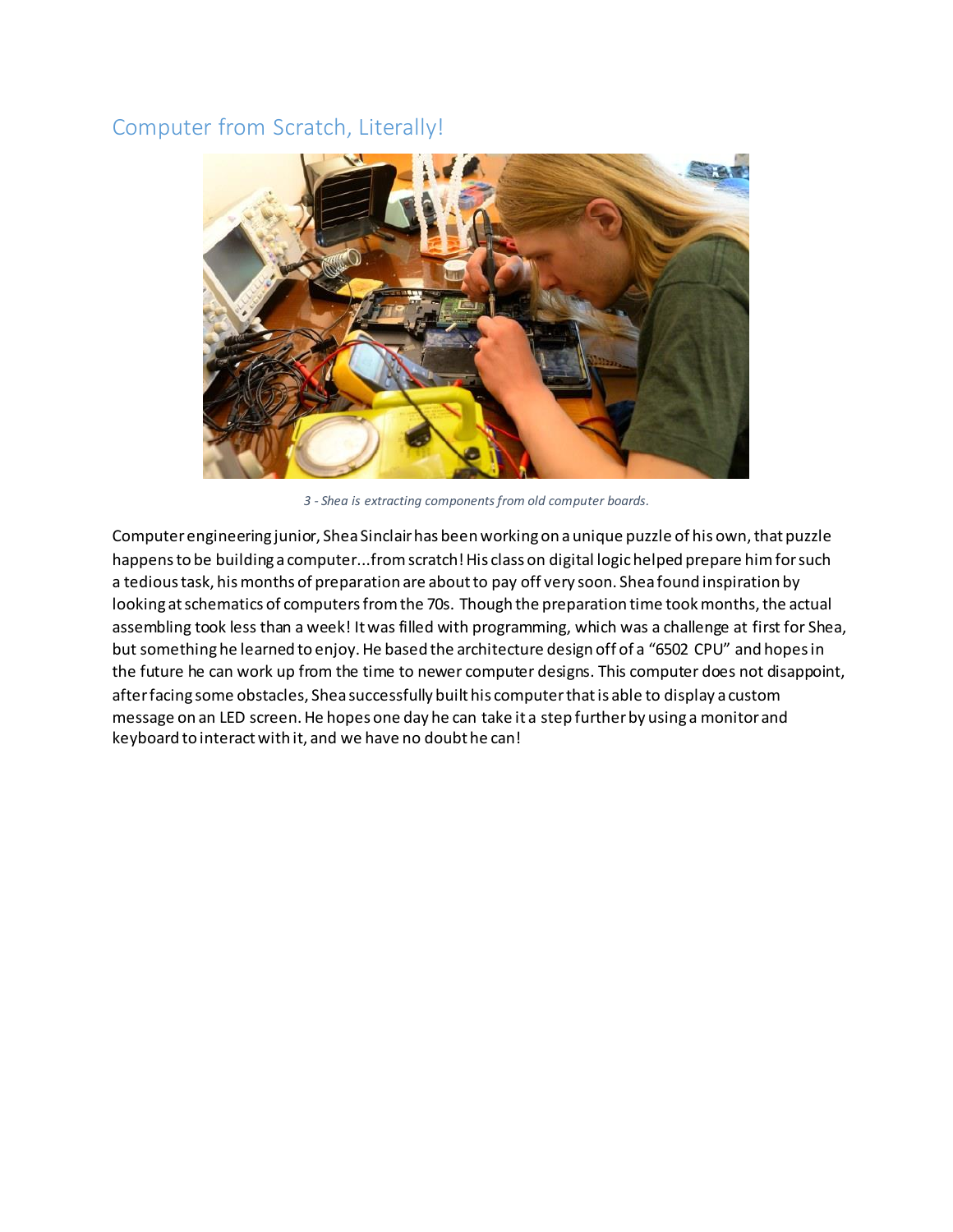## Computer from Scratch, Literally!

*3 - Shea is extracting components from old computer boards.*

Computer engineering junior, Shea Sinclair has been working on a unique puzzle of his own, that puzzle happens to be building a computer...from scratch! His class on digital logic helped prepare him for such a tedious task, his months of preparation are about to pay off very soon. Shea found inspiration by looking at schematics of computers from the 70s. Though the preparation time took months, the actual assembling took less than a week! It was filled with programming, which was a challenge at first for Shea, but something he learned to enjoy. He based the architecture design off of a "6502 CPU" and hopes in the future he can work up from the time to newer computer designs. This computer does not disappoint, after facing some obstacles, Shea successfully built his computer that is able to display a custom message on an LED screen. He hopes one day he can take it a step further by using a monitor and keyboard to interact with it, and we have no doubt he can!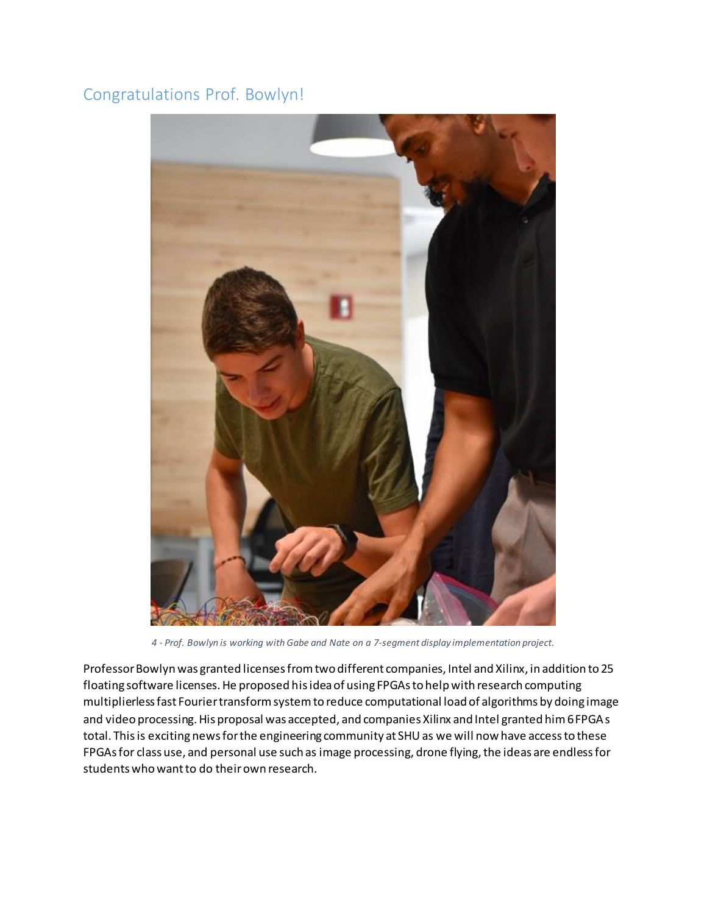## Congratulations Prof. Bowlyn!

*4 - Prof. Bowlyn is working with Gabe and Nate on a 7-segment display implementation project.*

Professor Bowlyn was granted licenses from two different companies, Intel and Xilinx, in addition to 25 floating software licenses. He proposed his idea of using FPGAs to help with research computing multiplierless fast Fourier transform system to reduce computational load of algorithms by doing image and video processing. His proposal was accepted, and companies Xilinx and Intel granted him 6 FPGA s total. This is exciting news for the engineering community at SHU as we will now have access to these FPGAs for class use, and personal use such as image processing, drone flying, the ideas are endless for students who want to do their own research.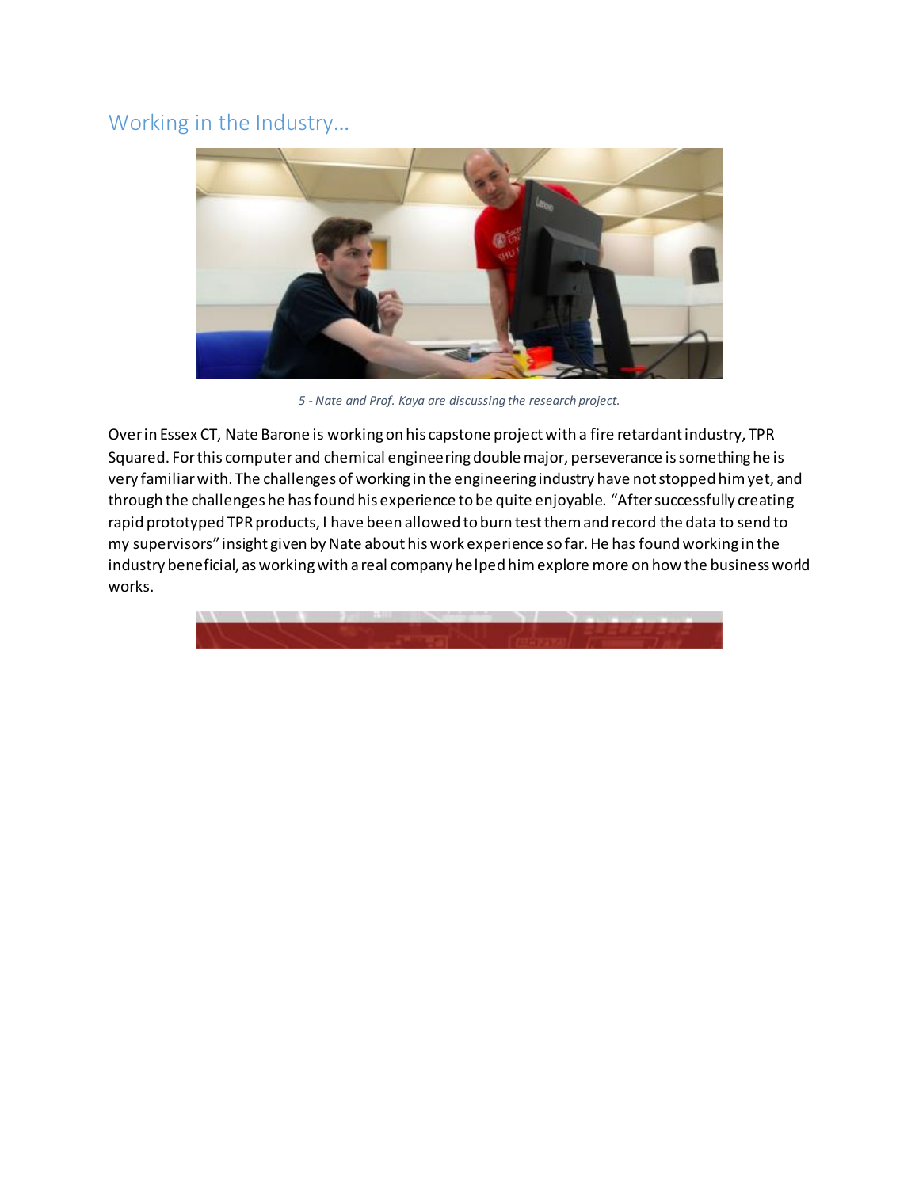## Working in the Industry…

*5 - Nate and Prof. Kaya are discussing the research project.*

Over in Essex CT, Nate Barone is working on his capstone project with a fire retardant industry, TPR Squared. For this computer and chemical engineering double major, perseverance is something he is very familiar with. The challenges of working in the engineering industry have not stopped him yet, and through the challenges he has found his experience to be quite enjoyable. "After successfully creating rapid prototyped TPR products, I have been allowed to burn test them and record the data to send to my supervisors" insight given by Nate about his work experience so far. He has found working in the industry beneficial, as working with a real company helped him explore more on how the business world works.